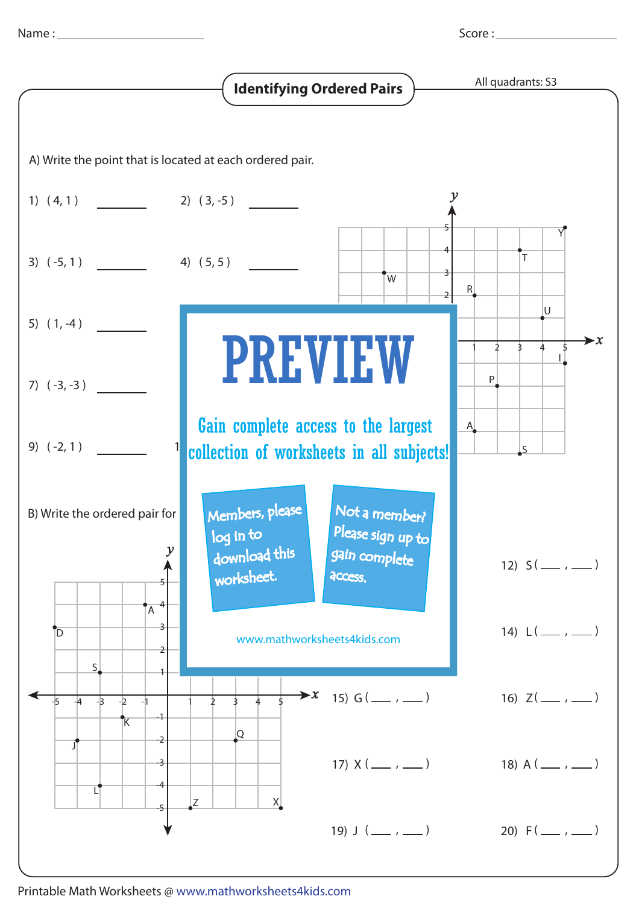Name : ______________________ Score : ______________________

# Identifying Ordered Pairs

All quadrants: S3

A) Write the point that is located at each ordered pair.

1) ( 4, 1 ) ________ 2) ( 3, -5 ) ________

3) ( -5, 1 ) ________ 4) ( 5, 5 ) ________

5) ( 1, -4 ) ________

7) ( -3, -3 ) ________

9) ( -2, 1 ) ________

B) Write the ordered pair for

12) S ( ___ , ___ )

14) L ( ___ , ___ )

15) G ( ___ , ___ ) 16) Z ( ___ , ___ )

17) X ( ___ , ___ ) 18) A ( ___ , ___ )

19) J ( ___ , ___ ) 20) F ( ___ , ___ )

**PREVIEW**

Gain complete access to the largest collection of worksheets in all subjects!

Members, please log in to download this worksheet.

Not a member? Please sign up to gain complete access.

www.mathworksheets4kids.com

Printable Math Worksheets @ www.mathworksheets4kids.com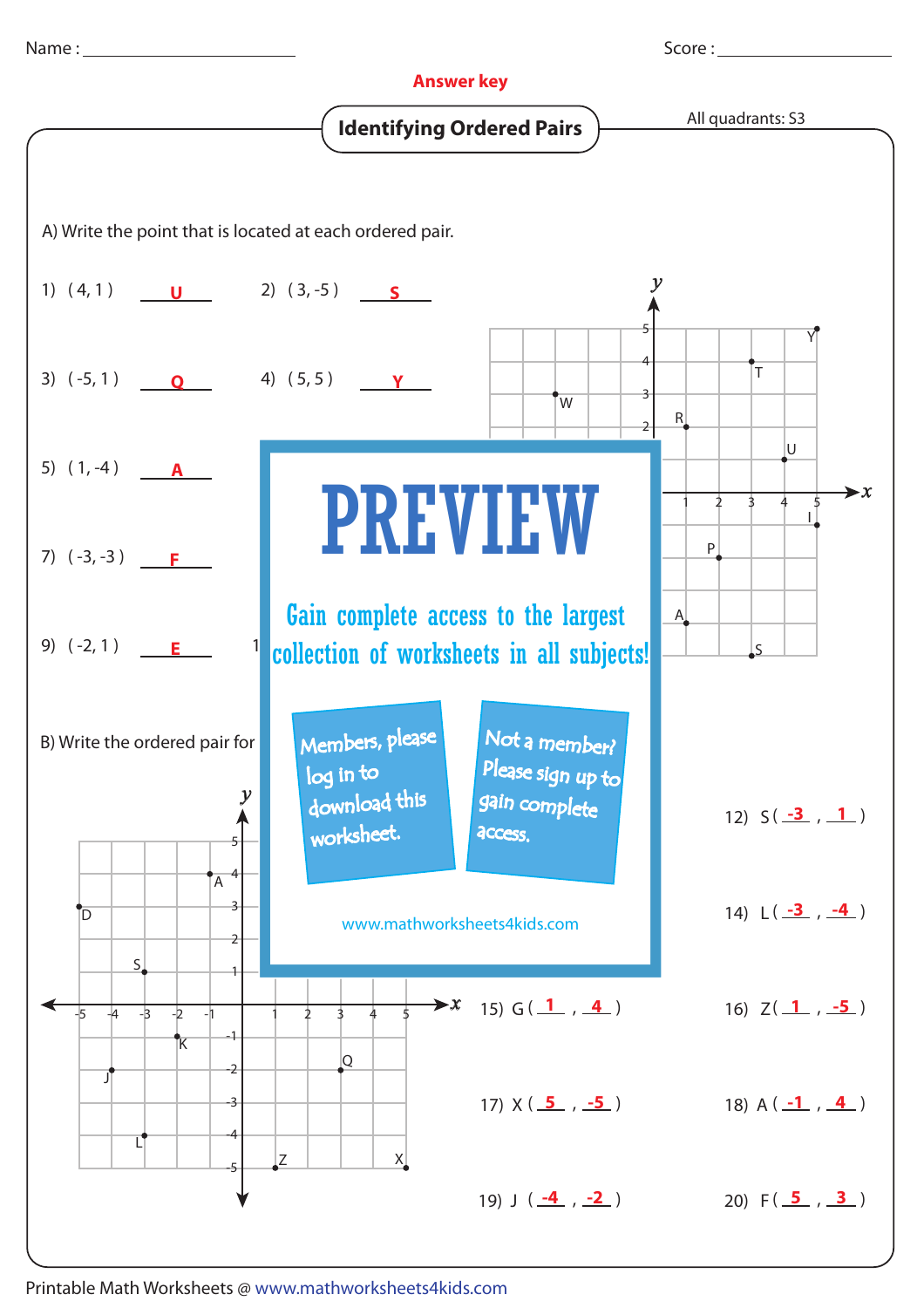Name : ____________________ Score : ____________________

**Answer key**

# Identifying Ordered Pairs

All quadrants: S3

A) Write the point that is located at each ordered pair.

1) ( 4, 1 ) U

2) ( 3, -5 ) S

3) ( -5, 1 ) Q

4) ( 5, 5 ) Y

5) ( 1, -4 ) A

7) ( -3, -3 ) F

9) ( -2, 1 ) E

1

y
5
4
3
2
1 2 3 4 5 x
Y
T
W
R
U
I
P
A
S

PREVIEW

Gain complete access to the largest collection of worksheets in all subjects!

Members, please log in to download this worksheet.

Not a member? Please sign up to gain complete access.

www.mathworksheets4kids.com

B) Write the ordered pair for

y
5
4
3
2
1
-1
-2
-3
-4
-5
-5 -4 -3 -2 -1 1 2 3 4 5 x
A
D
S
K
J
Q
L
Z
X

12) S ( -3 , 1 )

14) L ( -3 , -4 )

15) G ( 1 , 4 )

16) Z ( 1 , -5 )

17) X ( 5 , -5 )

18) A ( -1 , 4 )

19) J ( -4 , -2 )

20) F ( 5 , 3 )

Printable Math Worksheets @ www.mathworksheets4kids.com